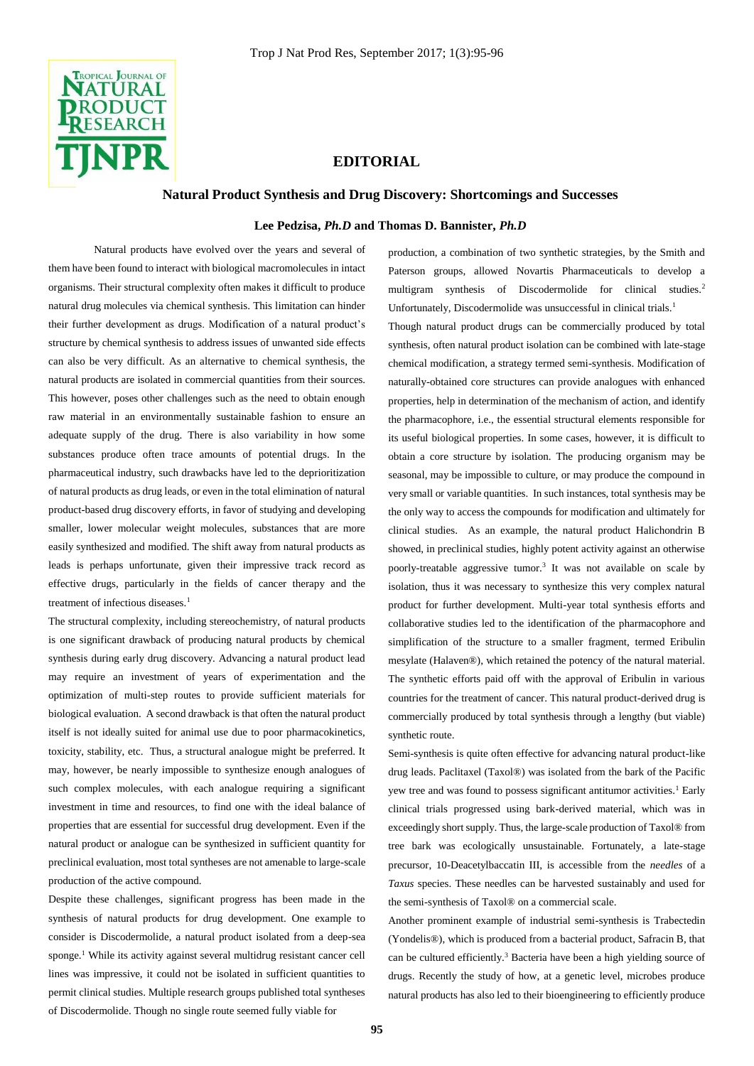# EDITORIAL

## Natural Product Synthesis and Drug Discovery: Shortcomings and Successes

**Lee Pedzisa, *Ph.D* and Thomas D. Bannister, *Ph.D***

Natural products have evolved over the years and several of them have been found to interact with biological macromolecules in intact organisms. Their structural complexity often makes it difficult to produce natural drug molecules via chemical synthesis. This limitation can hinder their further development as drugs. Modification of a natural product's structure by chemical synthesis to address issues of unwanted side effects can also be very difficult. As an alternative to chemical synthesis, the natural products are isolated in commercial quantities from their sources. This however, poses other challenges such as the need to obtain enough raw material in an environmentally sustainable fashion to ensure an adequate supply of the drug. There is also variability in how some substances produce often trace amounts of potential drugs. In the pharmaceutical industry, such drawbacks have led to the deprioritization of natural products as drug leads, or even in the total elimination of natural product-based drug discovery efforts, in favor of studying and developing smaller, lower molecular weight molecules, substances that are more easily synthesized and modified. The shift away from natural products as leads is perhaps unfortunate, given their impressive track record as effective drugs, particularly in the fields of cancer therapy and the treatment of infectious diseases.[1]

The structural complexity, including stereochemistry, of natural products is one significant drawback of producing natural products by chemical synthesis during early drug discovery. Advancing a natural product lead may require an investment of years of experimentation and the optimization of multi-step routes to provide sufficient materials for biological evaluation. A second drawback is that often the natural product itself is not ideally suited for animal use due to poor pharmacokinetics, toxicity, stability, etc. Thus, a structural analogue might be preferred. It may, however, be nearly impossible to synthesize enough analogues of such complex molecules, with each analogue requiring a significant investment in time and resources, to find one with the ideal balance of properties that are essential for successful drug development. Even if the natural product or analogue can be synthesized in sufficient quantity for preclinical evaluation, most total syntheses are not amenable to large-scale production of the active compound.

Despite these challenges, significant progress has been made in the synthesis of natural products for drug development. One example to consider is Discodermolide, a natural product isolated from a deep-sea sponge.[1] While its activity against several multidrug resistant cancer cell lines was impressive, it could not be isolated in sufficient quantities to permit clinical studies. Multiple research groups published total syntheses of Discodermolide. Though no single route seemed fully viable for production, a combination of two synthetic strategies, by the Smith and Paterson groups, allowed Novartis Pharmaceuticals to develop a multigram synthesis of Discodermolide for clinical studies.[2] Unfortunately, Discodermolide was unsuccessful in clinical trials.[1]

Though natural product drugs can be commercially produced by total synthesis, often natural product isolation can be combined with late-stage chemical modification, a strategy termed semi-synthesis. Modification of naturally-obtained core structures can provide analogues with enhanced properties, help in determination of the mechanism of action, and identify the pharmacophore, i.e., the essential structural elements responsible for its useful biological properties. In some cases, however, it is difficult to obtain a core structure by isolation. The producing organism may be seasonal, may be impossible to culture, or may produce the compound in very small or variable quantities. In such instances, total synthesis may be the only way to access the compounds for modification and ultimately for clinical studies. As an example, the natural product Halichondrin B showed, in preclinical studies, highly potent activity against an otherwise poorly-treatable aggressive tumor.[3] It was not available on scale by isolation, thus it was necessary to synthesize this very complex natural product for further development. Multi-year total synthesis efforts and collaborative studies led to the identification of the pharmacophore and simplification of the structure to a smaller fragment, termed Eribulin mesylate (Halaven®), which retained the potency of the natural material. The synthetic efforts paid off with the approval of Eribulin in various countries for the treatment of cancer. This natural product-derived drug is commercially produced by total synthesis through a lengthy (but viable) synthetic route.

Semi-synthesis is quite often effective for advancing natural product-like drug leads. Paclitaxel (Taxol®) was isolated from the bark of the Pacific yew tree and was found to possess significant antitumor activities.[1] Early clinical trials progressed using bark-derived material, which was in exceedingly short supply. Thus, the large-scale production of Taxol® from tree bark was ecologically unsustainable. Fortunately, a late-stage precursor, 10-Deacetylbaccatin III, is accessible from the *needles* of a *Taxus* species. These needles can be harvested sustainably and used for the semi-synthesis of Taxol® on a commercial scale.

Another prominent example of industrial semi-synthesis is Trabectedin (Yondelis®), which is produced from a bacterial product, Safracin B, that can be cultured efficiently.[3] Bacteria have been a high yielding source of drugs. Recently the study of how, at a genetic level, microbes produce natural products has also led to their bioengineering to efficiently produce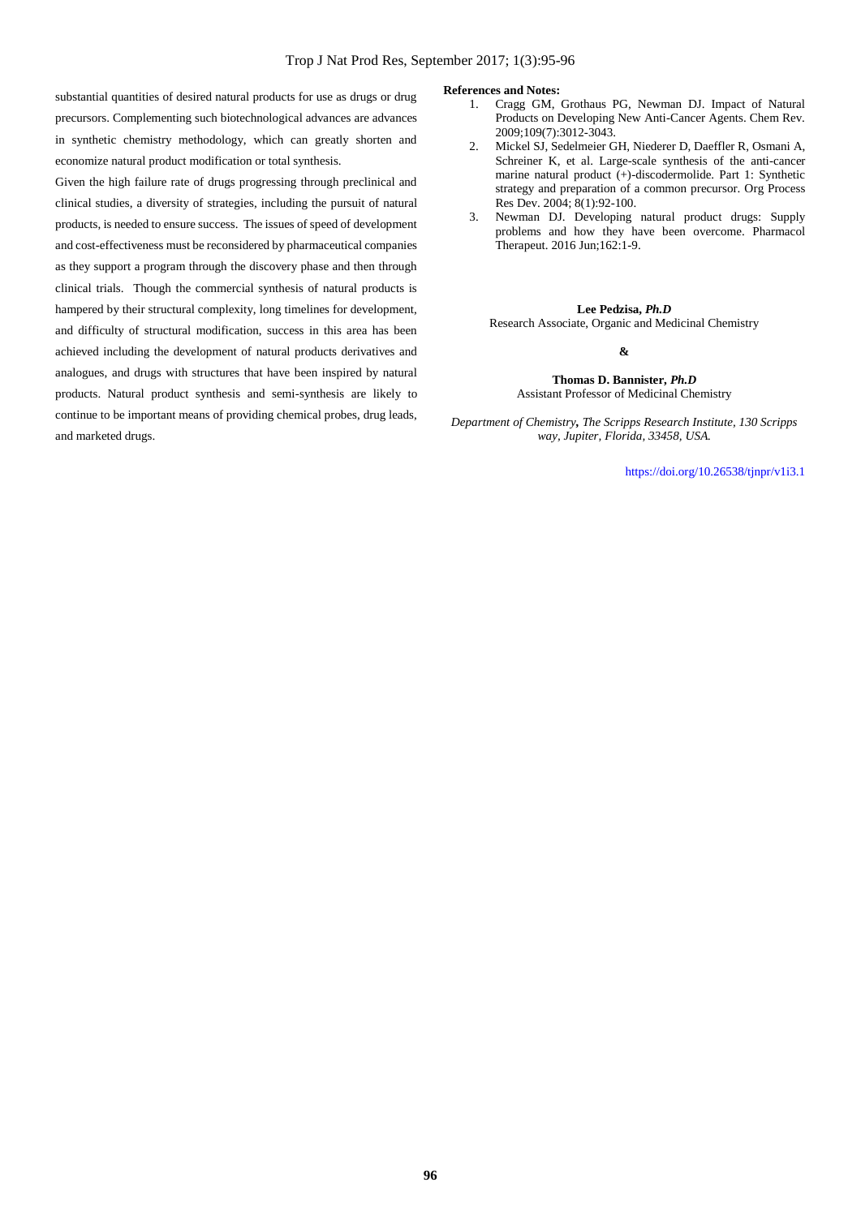substantial quantities of desired natural products for use as drugs or drug precursors. Complementing such biotechnological advances are advances in synthetic chemistry methodology, which can greatly shorten and economize natural product modification or total synthesis.

Given the high failure rate of drugs progressing through preclinical and clinical studies, a diversity of strategies, including the pursuit of natural products, is needed to ensure success. The issues of speed of development and cost-effectiveness must be reconsidered by pharmaceutical companies as they support a program through the discovery phase and then through clinical trials. Though the commercial synthesis of natural products is hampered by their structural complexity, long timelines for development, and difficulty of structural modification, success in this area has been achieved including the development of natural products derivatives and analogues, and drugs with structures that have been inspired by natural products. Natural product synthesis and semi-synthesis are likely to continue to be important means of providing chemical probes, drug leads, and marketed drugs.

**References and Notes:**

1. Cragg GM, Grothaus PG, Newman DJ. Impact of Natural Products on Developing New Anti-Cancer Agents. Chem Rev. 2009;109(7):3012-3043.
2. Mickel SJ, Sedelmeier GH, Niederer D, Daeffler R, Osmani A, Schreiner K, et al. Large-scale synthesis of the anti-cancer marine natural product (+)-discodermolide. Part 1: Synthetic strategy and preparation of a common precursor. Org Process Res Dev. 2004; 8(1):92-100.
3. Newman DJ. Developing natural product drugs: Supply problems and how they have been overcome. Pharmacol Therapeut. 2016 Jun;162:1-9.

**Lee Pedzisa, *Ph.D***
Research Associate, Organic and Medicinal Chemistry

**&**

**Thomas D. Bannister, *Ph.D***
Assistant Professor of Medicinal Chemistry

*Department of Chemistry, The Scripps Research Institute, 130 Scripps way, Jupiter, Florida, 33458, USA.*

https://doi.org/10.26538/tjnpr/v1i3.1